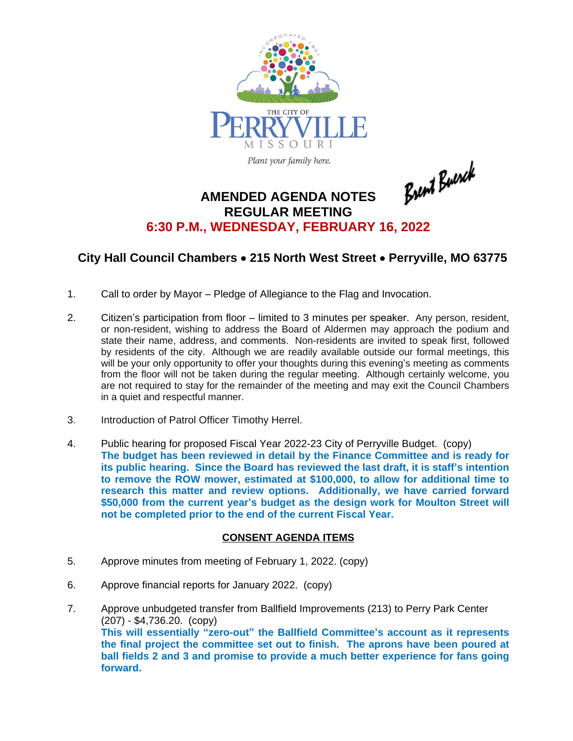THE CITY OF PERRYVILLE MISSOURI

*Plant your family here.*

# AMENDED AGENDA NOTES
## REGULAR MEETING
## 6:30 P.M., WEDNESDAY, FEBRUARY 16, 2022

Brent Buerck

### City Hall Council Chambers • 215 North West Street • Perryville, MO 63775

1. Call to order by Mayor – Pledge of Allegiance to the Flag and Invocation.

2. Citizen's participation from floor – limited to 3 minutes per speaker. Any person, resident, or non-resident, wishing to address the Board of Aldermen may approach the podium and state their name, address, and comments. Non-residents are invited to speak first, followed by residents of the city. Although we are readily available outside our formal meetings, this will be your only opportunity to offer your thoughts during this evening's meeting as comments from the floor will not be taken during the regular meeting. Although certainly welcome, you are not required to stay for the remainder of the meeting and may exit the Council Chambers in a quiet and respectful manner.

3. Introduction of Patrol Officer Timothy Herrel.

4. Public hearing for proposed Fiscal Year 2022-23 City of Perryville Budget. (copy)
**The budget has been reviewed in detail by the Finance Committee and is ready for its public hearing. Since the Board has reviewed the last draft, it is staff's intention to remove the ROW mower, estimated at $100,000, to allow for additional time to research this matter and review options. Additionally, we have carried forward $50,000 from the current year's budget as the design work for Moulton Street will not be completed prior to the end of the current Fiscal Year.**

**CONSENT AGENDA ITEMS**

5. Approve minutes from meeting of February 1, 2022. (copy)

6. Approve financial reports for January 2022. (copy)

7. Approve unbudgeted transfer from Ballfield Improvements (213) to Perry Park Center (207) - $4,736.20. (copy)
**This will essentially "zero-out" the Ballfield Committee's account as it represents the final project the committee set out to finish. The aprons have been poured at ball fields 2 and 3 and promise to provide a much better experience for fans going forward.**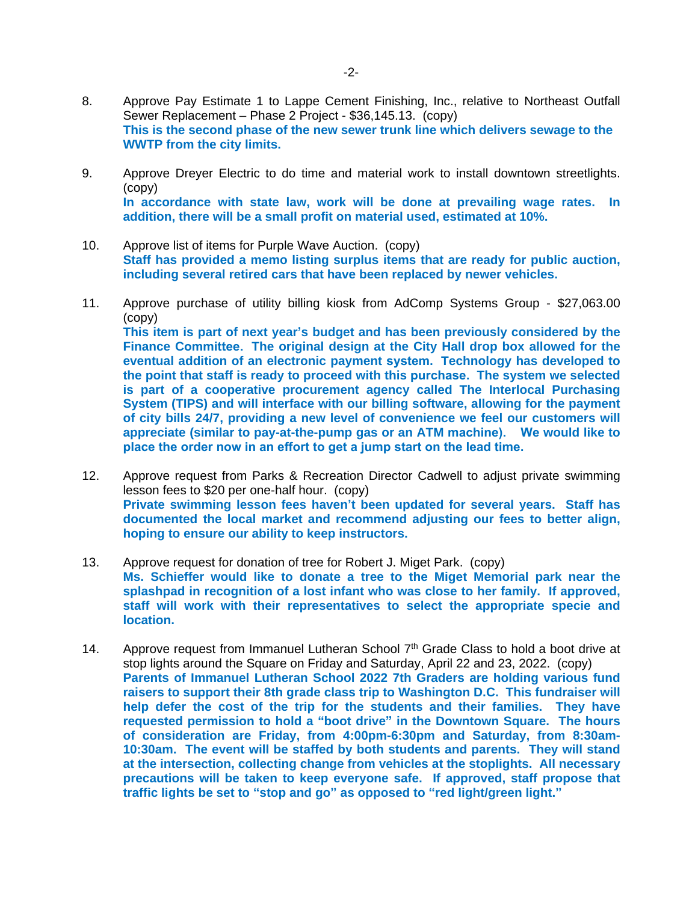8. Approve Pay Estimate 1 to Lappe Cement Finishing, Inc., relative to Northeast Outfall Sewer Replacement – Phase 2 Project - $36,145.13. (copy)
   **This is the second phase of the new sewer trunk line which delivers sewage to the WWTP from the city limits.**

9. Approve Dreyer Electric to do time and material work to install downtown streetlights. (copy)
   **In accordance with state law, work will be done at prevailing wage rates. In addition, there will be a small profit on material used, estimated at 10%.**

10. Approve list of items for Purple Wave Auction. (copy)
    **Staff has provided a memo listing surplus items that are ready for public auction, including several retired cars that have been replaced by newer vehicles.**

11. Approve purchase of utility billing kiosk from AdComp Systems Group - $27,063.00 (copy)
    **This item is part of next year's budget and has been previously considered by the Finance Committee. The original design at the City Hall drop box allowed for the eventual addition of an electronic payment system. Technology has developed to the point that staff is ready to proceed with this purchase. The system we selected is part of a cooperative procurement agency called The Interlocal Purchasing System (TIPS) and will interface with our billing software, allowing for the payment of city bills 24/7, providing a new level of convenience we feel our customers will appreciate (similar to pay-at-the-pump gas or an ATM machine). We would like to place the order now in an effort to get a jump start on the lead time.**

12. Approve request from Parks & Recreation Director Cadwell to adjust private swimming lesson fees to $20 per one-half hour. (copy)
    **Private swimming lesson fees haven't been updated for several years. Staff has documented the local market and recommend adjusting our fees to better align, hoping to ensure our ability to keep instructors.**

13. Approve request for donation of tree for Robert J. Miget Park. (copy)
    **Ms. Schieffer would like to donate a tree to the Miget Memorial park near the splashpad in recognition of a lost infant who was close to her family. If approved, staff will work with their representatives to select the appropriate specie and location.**

14. Approve request from Immanuel Lutheran School 7th Grade Class to hold a boot drive at stop lights around the Square on Friday and Saturday, April 22 and 23, 2022. (copy)
    **Parents of Immanuel Lutheran School 2022 7th Graders are holding various fund raisers to support their 8th grade class trip to Washington D.C. This fundraiser will help defer the cost of the trip for the students and their families. They have requested permission to hold a "boot drive" in the Downtown Square. The hours of consideration are Friday, from 4:00pm-6:30pm and Saturday, from 8:30am-10:30am. The event will be staffed by both students and parents. They will stand at the intersection, collecting change from vehicles at the stoplights. All necessary precautions will be taken to keep everyone safe. If approved, staff propose that traffic lights be set to "stop and go" as opposed to "red light/green light."**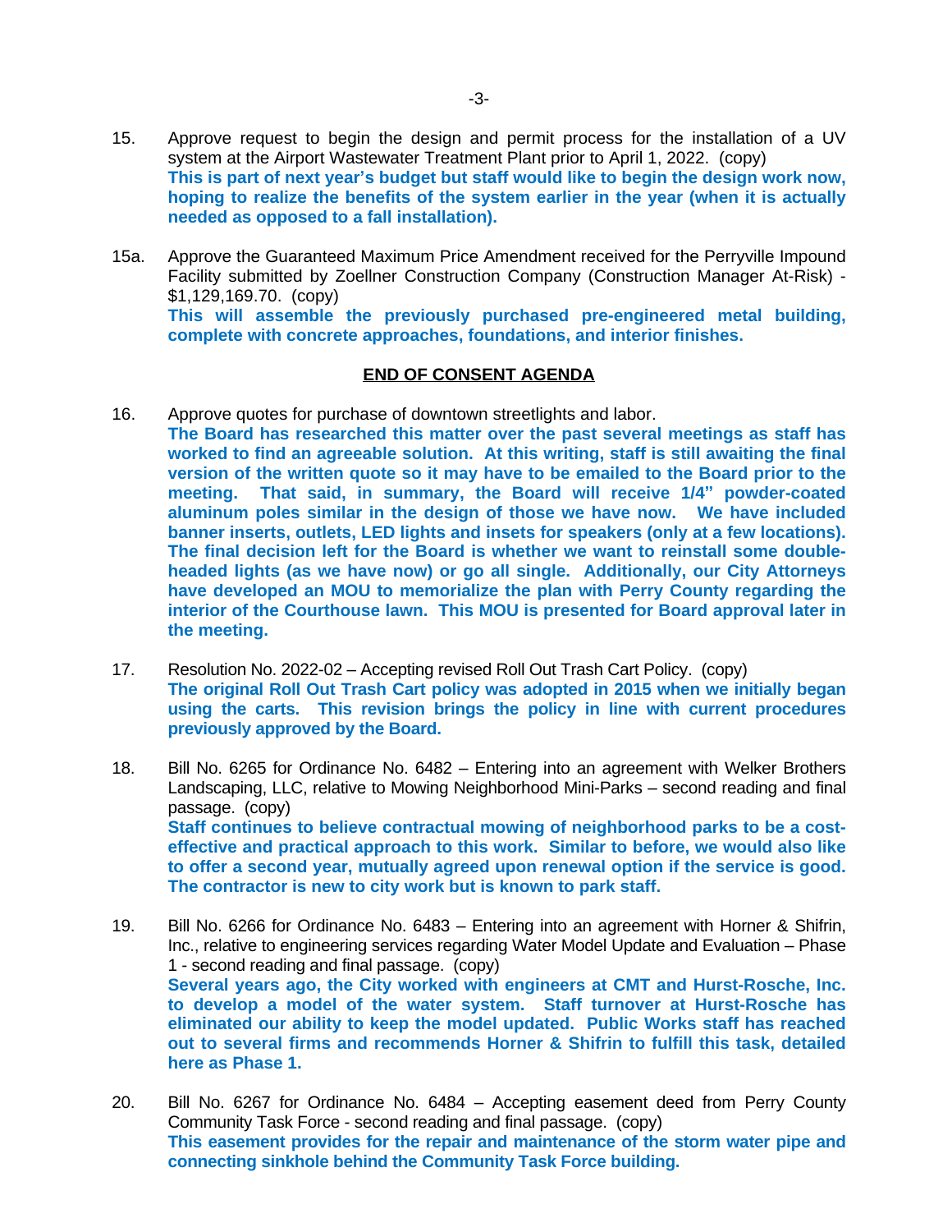15. Approve request to begin the design and permit process for the installation of a UV system at the Airport Wastewater Treatment Plant prior to April 1, 2022. (copy)
**This is part of next year's budget but staff would like to begin the design work now, hoping to realize the benefits of the system earlier in the year (when it is actually needed as opposed to a fall installation).**

15a. Approve the Guaranteed Maximum Price Amendment received for the Perryville Impound Facility submitted by Zoellner Construction Company (Construction Manager At-Risk) - $1,129,169.70. (copy)
**This will assemble the previously purchased pre-engineered metal building, complete with concrete approaches, foundations, and interior finishes.**

**END OF CONSENT AGENDA**

16. Approve quotes for purchase of downtown streetlights and labor.
**The Board has researched this matter over the past several meetings as staff has worked to find an agreeable solution. At this writing, staff is still awaiting the final version of the written quote so it may have to be emailed to the Board prior to the meeting. That said, in summary, the Board will receive 1/4" powder-coated aluminum poles similar in the design of those we have now. We have included banner inserts, outlets, LED lights and insets for speakers (only at a few locations). The final decision left for the Board is whether we want to reinstall some double-headed lights (as we have now) or go all single. Additionally, our City Attorneys have developed an MOU to memorialize the plan with Perry County regarding the interior of the Courthouse lawn. This MOU is presented for Board approval later in the meeting.**

17. Resolution No. 2022-02 – Accepting revised Roll Out Trash Cart Policy. (copy)
**The original Roll Out Trash Cart policy was adopted in 2015 when we initially began using the carts. This revision brings the policy in line with current procedures previously approved by the Board.**

18. Bill No. 6265 for Ordinance No. 6482 – Entering into an agreement with Welker Brothers Landscaping, LLC, relative to Mowing Neighborhood Mini-Parks – second reading and final passage. (copy)
**Staff continues to believe contractual mowing of neighborhood parks to be a cost-effective and practical approach to this work. Similar to before, we would also like to offer a second year, mutually agreed upon renewal option if the service is good. The contractor is new to city work but is known to park staff.**

19. Bill No. 6266 for Ordinance No. 6483 – Entering into an agreement with Horner & Shifrin, Inc., relative to engineering services regarding Water Model Update and Evaluation – Phase 1 - second reading and final passage. (copy)
**Several years ago, the City worked with engineers at CMT and Hurst-Rosche, Inc. to develop a model of the water system. Staff turnover at Hurst-Rosche has eliminated our ability to keep the model updated. Public Works staff has reached out to several firms and recommends Horner & Shifrin to fulfill this task, detailed here as Phase 1.**

20. Bill No. 6267 for Ordinance No. 6484 – Accepting easement deed from Perry County Community Task Force - second reading and final passage. (copy)
**This easement provides for the repair and maintenance of the storm water pipe and connecting sinkhole behind the Community Task Force building.**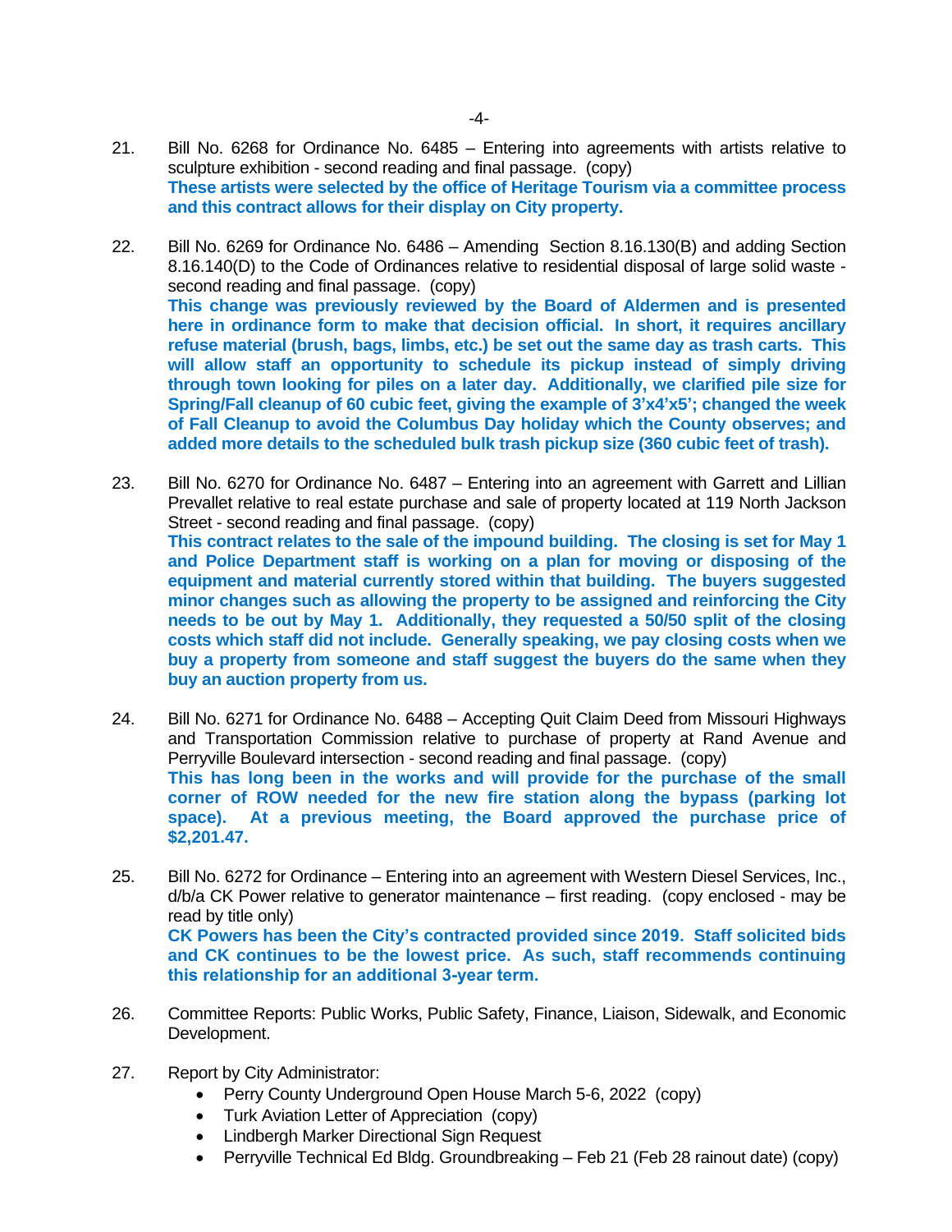21. Bill No. 6268 for Ordinance No. 6485 – Entering into agreements with artists relative to sculpture exhibition - second reading and final passage. (copy)
**These artists were selected by the office of Heritage Tourism via a committee process and this contract allows for their display on City property.**

22. Bill No. 6269 for Ordinance No. 6486 – Amending Section 8.16.130(B) and adding Section 8.16.140(D) to the Code of Ordinances relative to residential disposal of large solid waste - second reading and final passage. (copy)
**This change was previously reviewed by the Board of Aldermen and is presented here in ordinance form to make that decision official. In short, it requires ancillary refuse material (brush, bags, limbs, etc.) be set out the same day as trash carts. This will allow staff an opportunity to schedule its pickup instead of simply driving through town looking for piles on a later day. Additionally, we clarified pile size for Spring/Fall cleanup of 60 cubic feet, giving the example of 3'x4'x5'; changed the week of Fall Cleanup to avoid the Columbus Day holiday which the County observes; and added more details to the scheduled bulk trash pickup size (360 cubic feet of trash).**

23. Bill No. 6270 for Ordinance No. 6487 – Entering into an agreement with Garrett and Lillian Prevallet relative to real estate purchase and sale of property located at 119 North Jackson Street - second reading and final passage. (copy)
**This contract relates to the sale of the impound building. The closing is set for May 1 and Police Department staff is working on a plan for moving or disposing of the equipment and material currently stored within that building. The buyers suggested minor changes such as allowing the property to be assigned and reinforcing the City needs to be out by May 1. Additionally, they requested a 50/50 split of the closing costs which staff did not include. Generally speaking, we pay closing costs when we buy a property from someone and staff suggest the buyers do the same when they buy an auction property from us.**

24. Bill No. 6271 for Ordinance No. 6488 – Accepting Quit Claim Deed from Missouri Highways and Transportation Commission relative to purchase of property at Rand Avenue and Perryville Boulevard intersection - second reading and final passage. (copy)
**This has long been in the works and will provide for the purchase of the small corner of ROW needed for the new fire station along the bypass (parking lot space). At a previous meeting, the Board approved the purchase price of $2,201.47.**

25. Bill No. 6272 for Ordinance – Entering into an agreement with Western Diesel Services, Inc., d/b/a CK Power relative to generator maintenance – first reading. (copy enclosed - may be read by title only)
**CK Powers has been the City's contracted provided since 2019. Staff solicited bids and CK continues to be the lowest price. As such, staff recommends continuing this relationship for an additional 3-year term.**

26. Committee Reports: Public Works, Public Safety, Finance, Liaison, Sidewalk, and Economic Development.

27. Report by City Administrator:
    - Perry County Underground Open House March 5-6, 2022 (copy)
    - Turk Aviation Letter of Appreciation (copy)
    - Lindbergh Marker Directional Sign Request
    - Perryville Technical Ed Bldg. Groundbreaking – Feb 21 (Feb 28 rainout date) (copy)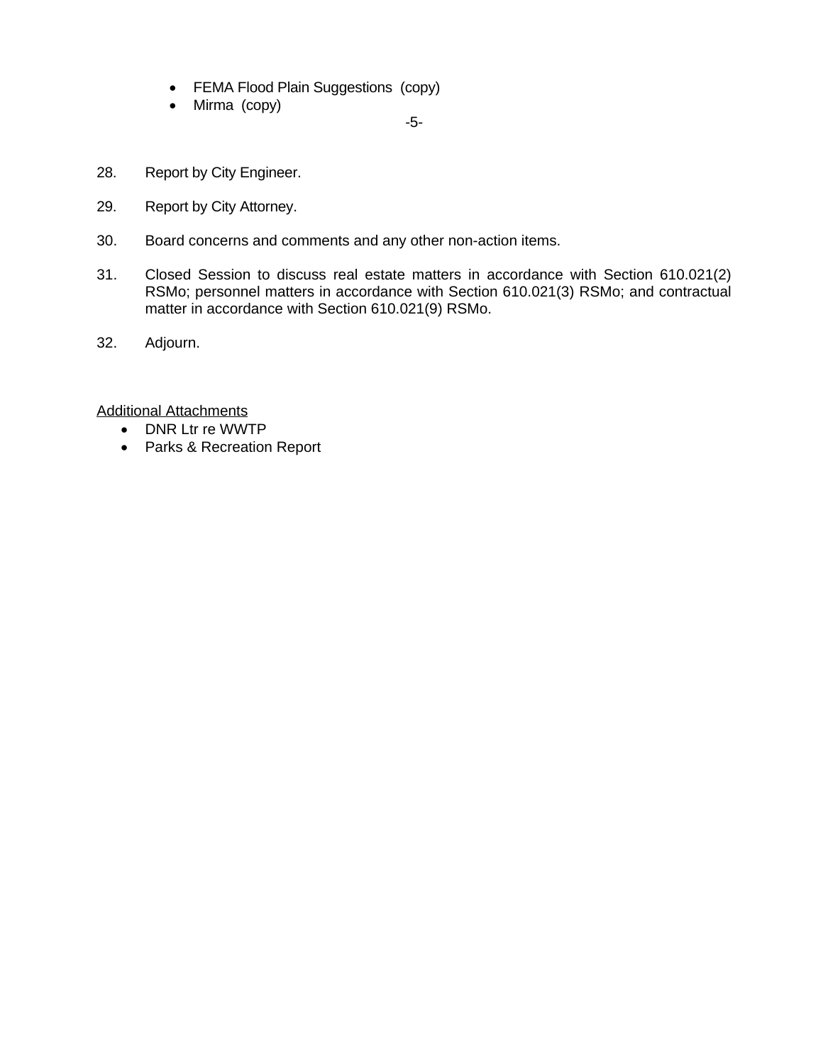- FEMA Flood Plain Suggestions (copy)
- Mirma (copy)

28. Report by City Engineer.

29. Report by City Attorney.

30. Board concerns and comments and any other non-action items.

31. Closed Session to discuss real estate matters in accordance with Section 610.021(2) RSMo; personnel matters in accordance with Section 610.021(3) RSMo; and contractual matter in accordance with Section 610.021(9) RSMo.

32. Adjourn.

Additional Attachments

- DNR Ltr re WWTP
- Parks & Recreation Report